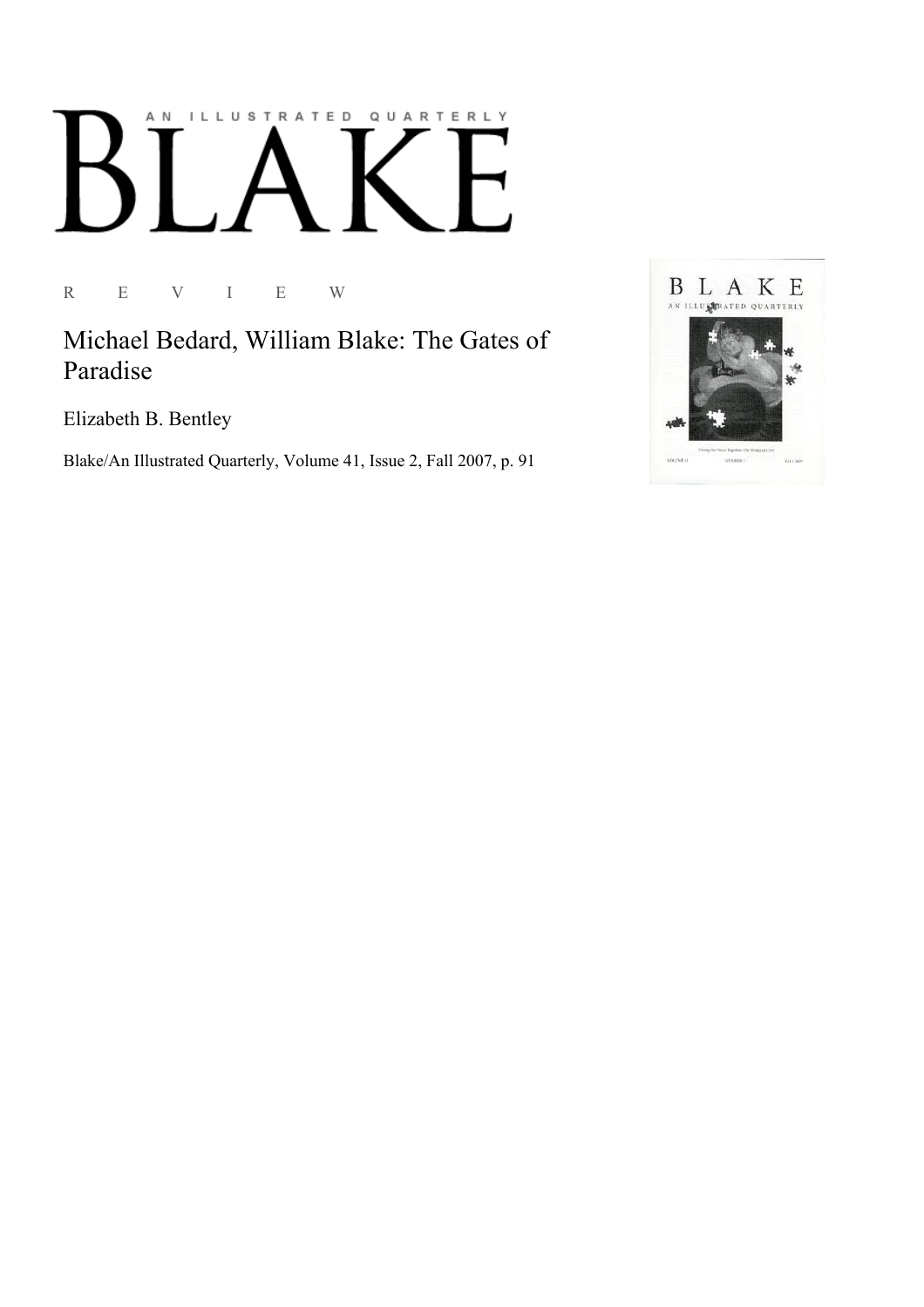# BLAKE

AN ILLUSTRATED QUARTERLY

R E V I E W

## Michael Bedard, William Blake: The Gates of Paradise

Elizabeth B. Bentley

Blake/An Illustrated Quarterly, Volume 41, Issue 2, Fall 2007, p. 91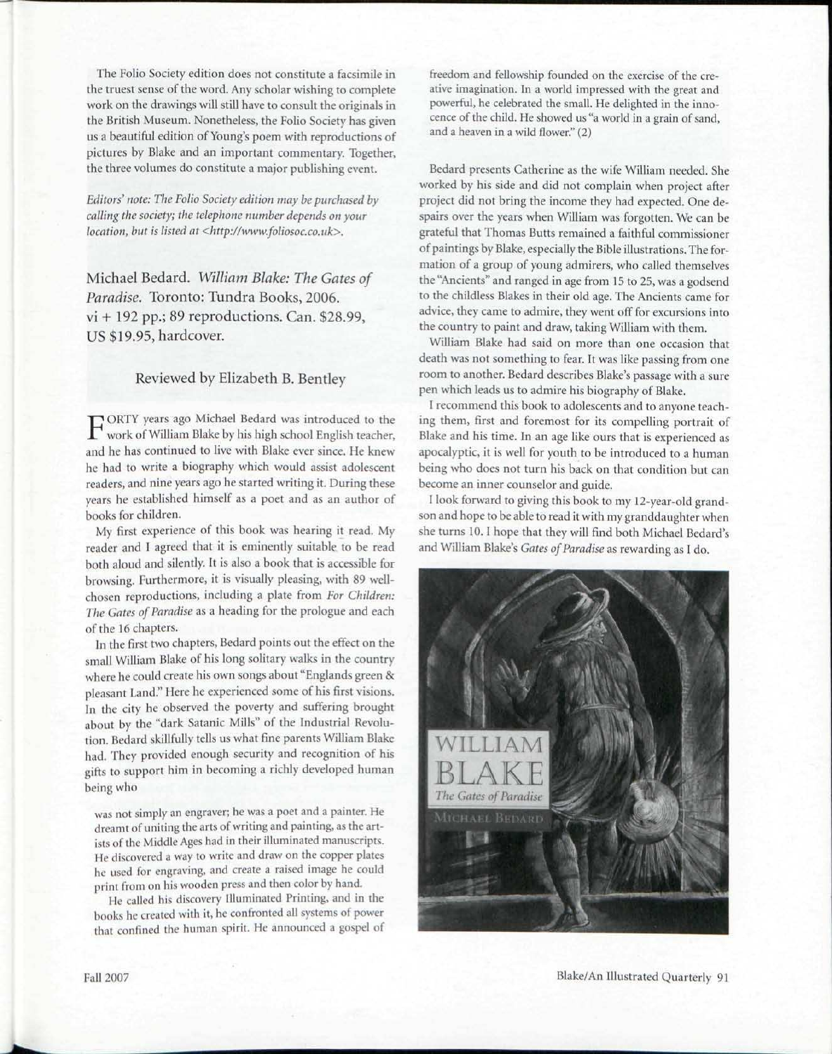The Folio Society edition does not constitute a facsimile in the truest sense of the word. Any scholar wishing to complete work on the drawings will still have to consult the originals in the British Museum. Nonetheless, the Folio Society has given us a beautiful edition of Young's poem with reproductions of pictures by Blake and an important commentary. Together, the three volumes do constitute a major publishing event.

*Editors' note: The Folio Society edition may be purchased by calling the society; the telephone number depends on your location, but is listed at <http://www.foliosoc.co.uk>.*

## Michael Bedard. *William Blake: The Gates of Paradise.* Toronto: Tundra Books, 2006. vi + 192 pp.; 89 reproductions. Can. $28.99, US $19.95, hardcover.

### Reviewed by Elizabeth B. Bentley

FORTY years ago Michael Bedard was introduced to the work of William Blake by his high school English teacher, and he has continued to live with Blake ever since. He knew he had to write a biography which would assist adolescent readers, and nine years ago he started writing it. During these years he established himself as a poet and as an author of books for children.

My first experience of this book was hearing it read. My reader and I agreed that it is eminently suitable to be read both aloud and silently. It is also a book that is accessible for browsing. Furthermore, it is visually pleasing, with 89 well-chosen reproductions, including a plate from *For Children: The Gates of Paradise* as a heading for the prologue and each of the 16 chapters.

In the first two chapters, Bedard points out the effect on the small William Blake of his long solitary walks in the country where he could create his own songs about "Englands green & pleasant Land." Here he experienced some of his first visions. In the city he observed the poverty and suffering brought about by the "dark Satanic Mills" of the Industrial Revolution. Bedard skillfully tells us what fine parents William Blake had. They provided enough security and recognition of his gifts to support him in becoming a richly developed human being who

> was not simply an engraver; he was a poet and a painter. He dreamt of uniting the arts of writing and painting, as the artists of the Middle Ages had in their illuminated manuscripts. He discovered a way to write and draw on the copper plates he used for engraving, and create a raised image he could print from on his wooden press and then color by hand.
>
> He called his discovery Illuminated Printing, and in the books he created with it, he confronted all systems of power that confined the human spirit. He announced a gospel of freedom and fellowship founded on the exercise of the creative imagination. In a world impressed with the great and powerful, he celebrated the small. He delighted in the innocence of the child. He showed us "a world in a grain of sand, and a heaven in a wild flower." (2)

Bedard presents Catherine as the wife William needed. She worked by his side and did not complain when project after project did not bring the income they had expected. One despairs over the years when William was forgotten. We can be grateful that Thomas Butts remained a faithful commissioner of paintings by Blake, especially the Bible illustrations. The formation of a group of young admirers, who called themselves the "Ancients" and ranged in age from 15 to 25, was a godsend to the childless Blakes in their old age. The Ancients came for advice, they came to admire, they went off for excursions into the country to paint and draw, taking William with them.

William Blake had said on more than one occasion that death was not something to fear. It was like passing from one room to another. Bedard describes Blake's passage with a sure pen which leads us to admire his biography of Blake.

I recommend this book to adolescents and to anyone teaching them, first and foremost for its compelling portrait of Blake and his time. In an age like ours that is experienced as apocalyptic, it is well for youth to be introduced to a human being who does not turn his back on that condition but can become an inner counselor and guide.

I look forward to giving this book to my 12-year-old grandson and hope to be able to read it with my granddaughter when she turns 10. I hope that they will find both Michael Bedard's and William Blake's *Gates of Paradise* as rewarding as I do.